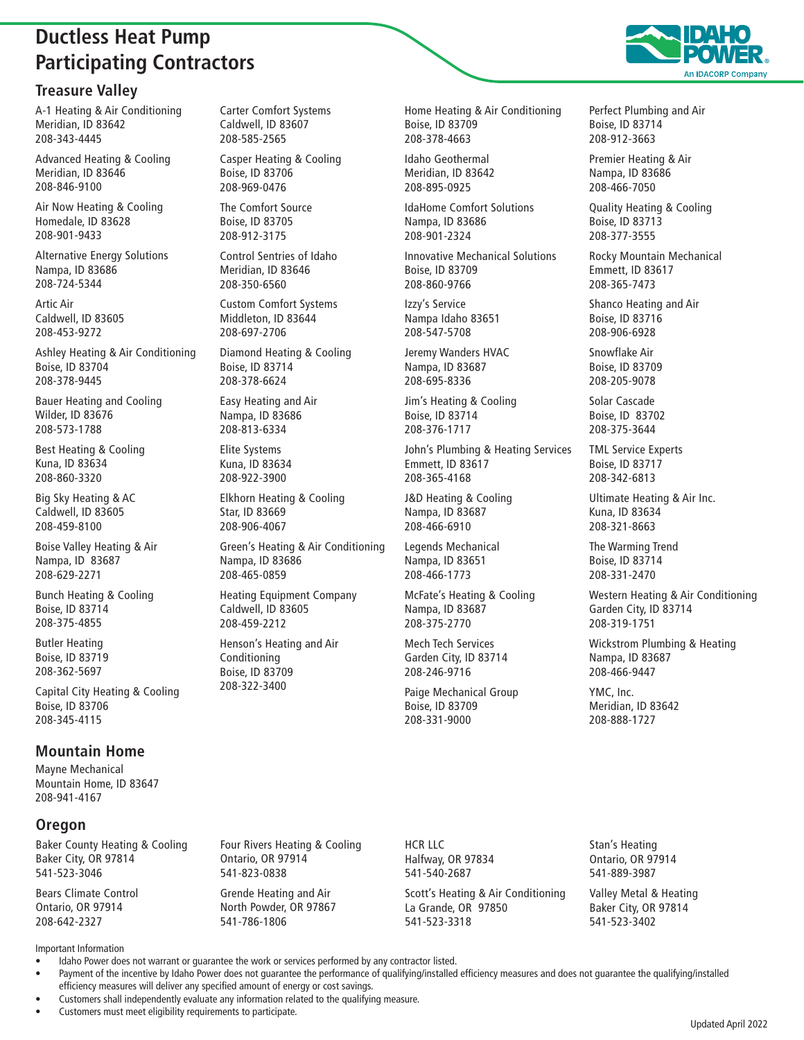# Ductless Heat Pump Participating Contractors

## Treasure Valley

A-1 Heating & Air Conditioning
Meridian, ID 83642
208-343-4445

Advanced Heating & Cooling
Meridian, ID 83646
208-846-9100

Air Now Heating & Cooling
Homedale, ID 83628
208-901-9433

Alternative Energy Solutions
Nampa, ID 83686
208-724-5344

Artic Air
Caldwell, ID 83605
208-453-9272

Ashley Heating & Air Conditioning
Boise, ID 83704
208-378-9445

Bauer Heating and Cooling
Wilder, ID 83676
208-573-1788

Best Heating & Cooling
Kuna, ID 83634
208-860-3320

Big Sky Heating & AC
Caldwell, ID 83605
208-459-8100

Boise Valley Heating & Air
Nampa, ID 83687
208-629-2271

Bunch Heating & Cooling
Boise, ID 83714
208-375-4855

Butler Heating
Boise, ID 83719
208-362-5697

Capital City Heating & Cooling
Boise, ID 83706
208-345-4115

Carter Comfort Systems
Caldwell, ID 83607
208-585-2565

Casper Heating & Cooling
Boise, ID 83706
208-969-0476

The Comfort Source
Boise, ID 83705
208-912-3175

Control Sentries of Idaho
Meridian, ID 83646
208-350-6560

Custom Comfort Systems
Middleton, ID 83644
208-697-2706

Diamond Heating & Cooling
Boise, ID 83714
208-378-6624

Easy Heating and Air
Nampa, ID 83686
208-813-6334

Elite Systems
Kuna, ID 83634
208-922-3900

Elkhorn Heating & Cooling
Star, ID 83669
208-906-4067

Green's Heating & Air Conditioning
Nampa, ID 83686
208-465-0859

Heating Equipment Company
Caldwell, ID 83605
208-459-2212

Henson's Heating and Air Conditioning
Boise, ID 83709
208-322-3400

Home Heating & Air Conditioning
Boise, ID 83709
208-378-4663

Idaho Geothermal
Meridian, ID 83642
208-895-0925

IdaHome Comfort Solutions
Nampa, ID 83686
208-901-2324

Innovative Mechanical Solutions
Boise, ID 83709
208-860-9766

Izzy's Service
Nampa Idaho 83651
208-547-5708

Jeremy Wanders HVAC
Nampa, ID 83687
208-695-8336

Jim's Heating & Cooling
Boise, ID 83714
208-376-1717

John's Plumbing & Heating Services
Emmett, ID 83617
208-365-4168

J&D Heating & Cooling
Nampa, ID 83687
208-466-6910

Legends Mechanical
Nampa, ID 83651
208-466-1773

McFate's Heating & Cooling
Nampa, ID 83687
208-375-2770

Mech Tech Services
Garden City, ID 83714
208-246-9716

Paige Mechanical Group
Boise, ID 83709
208-331-9000

Perfect Plumbing and Air
Boise, ID 83714
208-912-3663

Premier Heating & Air
Nampa, ID 83686
208-466-7050

Quality Heating & Cooling
Boise, ID 83713
208-377-3555

Rocky Mountain Mechanical
Emmett, ID 83617
208-365-7473

Shanco Heating and Air
Boise, ID 83716
208-906-6928

Snowflake Air
Boise, ID 83709
208-205-9078

Solar Cascade
Boise, ID 83702
208-375-3644

TML Service Experts
Boise, ID 83717
208-342-6813

Ultimate Heating & Air Inc.
Kuna, ID 83634
208-321-8663

The Warming Trend
Boise, ID 83714
208-331-2470

Western Heating & Air Conditioning
Garden City, ID 83714
208-319-1751

Wickstrom Plumbing & Heating
Nampa, ID 83687
208-466-9447

YMC, Inc.
Meridian, ID 83642
208-888-1727

## Mountain Home

Mayne Mechanical
Mountain Home, ID 83647
208-941-4167

## Oregon

Baker County Heating & Cooling
Baker City, OR 97814
541-523-3046

Bears Climate Control
Ontario, OR 97914
208-642-2327

Four Rivers Heating & Cooling
Ontario, OR 97914
541-823-0838

Grende Heating and Air
North Powder, OR 97867
541-786-1806

HCR LLC
Halfway, OR 97834
541-540-2687

Scott's Heating & Air Conditioning
La Grande, OR 97850
541-523-3318

Stan's Heating
Ontario, OR 97914
541-889-3987

Valley Metal & Heating
Baker City, OR 97814
541-523-3402

Important Information

- Idaho Power does not warrant or guarantee the work or services performed by any contractor listed.
- Payment of the incentive by Idaho Power does not guarantee the performance of qualifying/installed efficiency measures and does not guarantee the qualifying/installed efficiency measures will deliver any specified amount of energy or cost savings.
- Customers shall independently evaluate any information related to the qualifying measure.
- Customers must meet eligibility requirements to participate.

Updated April 2022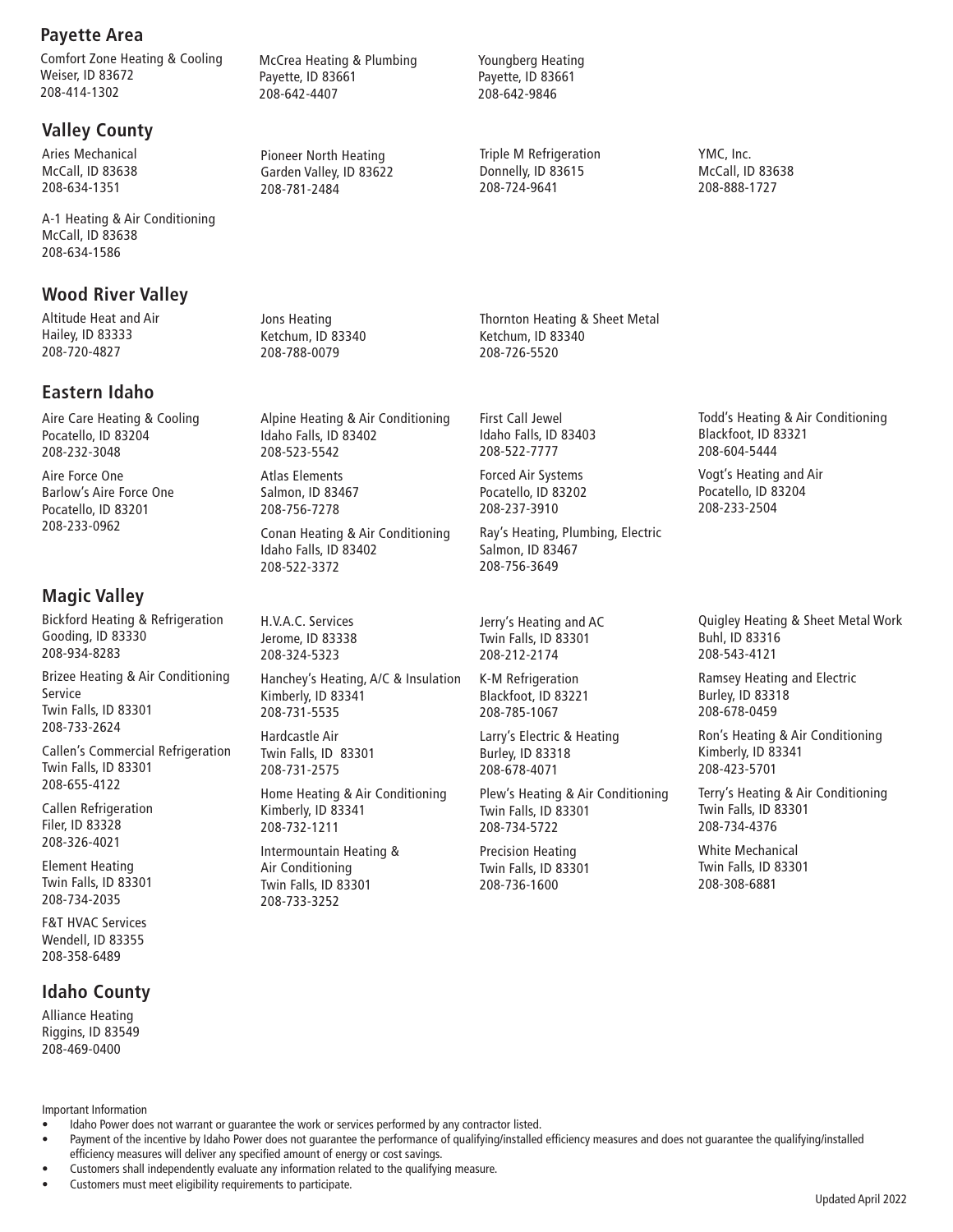## Payette Area

Comfort Zone Heating & Cooling
Weiser, ID 83672
208-414-1302

McCrea Heating & Plumbing
Payette, ID 83661
208-642-4407

Youngberg Heating
Payette, ID 83661
208-642-9846

## Valley County

Aries Mechanical
McCall, ID 83638
208-634-1351

A-1 Heating & Air Conditioning
McCall, ID 83638
208-634-1586

Pioneer North Heating
Garden Valley, ID 83622
208-781-2484

Triple M Refrigeration
Donnelly, ID 83615
208-724-9641

YMC, Inc.
McCall, ID 83638
208-888-1727

## Wood River Valley

Altitude Heat and Air
Hailey, ID 83333
208-720-4827

Jons Heating
Ketchum, ID 83340
208-788-0079

Thornton Heating & Sheet Metal
Ketchum, ID 83340
208-726-5520

## Eastern Idaho

Aire Care Heating & Cooling
Pocatello, ID 83204
208-232-3048

Aire Force One
Barlow's Aire Force One
Pocatello, ID 83201
208-233-0962

Alpine Heating & Air Conditioning
Idaho Falls, ID 83402
208-523-5542

Atlas Elements
Salmon, ID 83467
208-756-7278

Conan Heating & Air Conditioning
Idaho Falls, ID 83402
208-522-3372

First Call Jewel
Idaho Falls, ID 83403
208-522-7777

Forced Air Systems
Pocatello, ID 83202
208-237-3910

Ray's Heating, Plumbing, Electric
Salmon, ID 83467
208-756-3649

Todd's Heating & Air Conditioning
Blackfoot, ID 83321
208-604-5444

Vogt's Heating and Air
Pocatello, ID 83204
208-233-2504

## Magic Valley

Bickford Heating & Refrigeration
Gooding, ID 83330
208-934-8283

Brizee Heating & Air Conditioning Service
Twin Falls, ID 83301
208-733-2624

Callen's Commercial Refrigeration
Twin Falls, ID 83301
208-655-4122

Callen Refrigeration
Filer, ID 83328
208-326-4021

Element Heating
Twin Falls, ID 83301
208-734-2035

F&T HVAC Services
Wendell, ID 83355
208-358-6489

H.V.A.C. Services
Jerome, ID 83338
208-324-5323

Hanchey's Heating, A/C & Insulation
Kimberly, ID 83341
208-731-5535

Hardcastle Air
Twin Falls, ID 83301
208-731-2575

Home Heating & Air Conditioning
Kimberly, ID 83341
208-732-1211

Intermountain Heating & Air Conditioning
Twin Falls, ID 83301
208-733-3252

Jerry's Heating and AC
Twin Falls, ID 83301
208-212-2174

K-M Refrigeration
Blackfoot, ID 83221
208-785-1067

Larry's Electric & Heating
Burley, ID 83318
208-678-4071

Plew's Heating & Air Conditioning
Twin Falls, ID 83301
208-734-5722

Precision Heating
Twin Falls, ID 83301
208-736-1600

Quigley Heating & Sheet Metal Work
Buhl, ID 83316
208-543-4121

Ramsey Heating and Electric
Burley, ID 83318
208-678-0459

Ron's Heating & Air Conditioning
Kimberly, ID 83341
208-423-5701

Terry's Heating & Air Conditioning
Twin Falls, ID 83301
208-734-4376

White Mechanical
Twin Falls, ID 83301
208-308-6881

## Idaho County

Alliance Heating
Riggins, ID 83549
208-469-0400

Important Information

- Idaho Power does not warrant or guarantee the work or services performed by any contractor listed.
- Payment of the incentive by Idaho Power does not guarantee the performance of qualifying/installed efficiency measures and does not guarantee the qualifying/installed efficiency measures will deliver any specified amount of energy or cost savings.
- Customers shall independently evaluate any information related to the qualifying measure.
- Customers must meet eligibility requirements to participate.

Updated April 2022